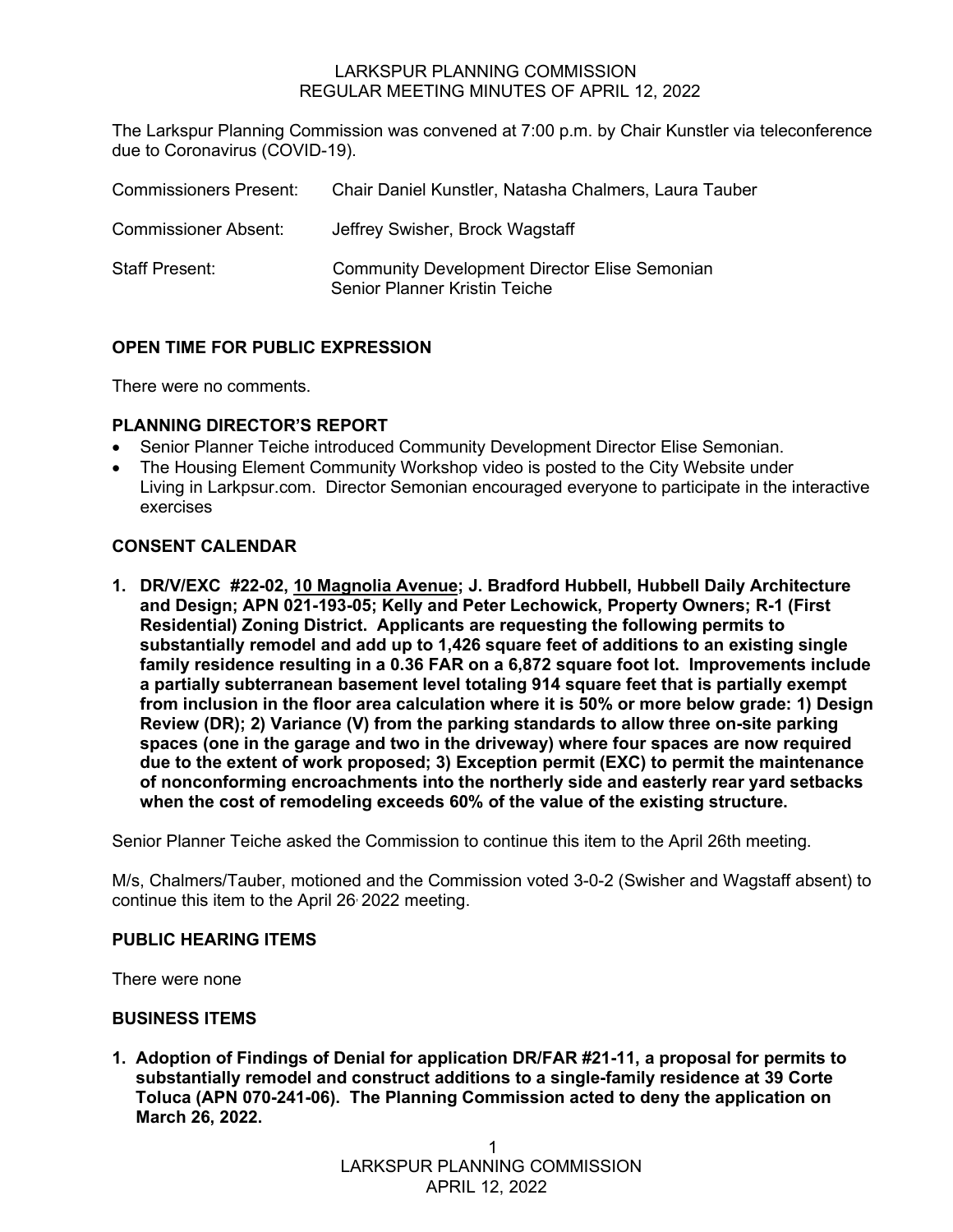LARKSPUR PLANNING COMMISSION
REGULAR MEETING MINUTES OF APRIL 12, 2022

The Larkspur Planning Commission was convened at 7:00 p.m. by Chair Kunstler via teleconference due to Coronavirus (COVID-19).

| | |
|---|---|
| Commissioners Present: | Chair Daniel Kunstler, Natasha Chalmers, Laura Tauber |
| Commissioner Absent: | Jeffrey Swisher, Brock Wagstaff |
| Staff Present: | Community Development Director Elise Semonian<br>Senior Planner Kristin Teiche |

**OPEN TIME FOR PUBLIC EXPRESSION**

There were no comments.

**PLANNING DIRECTOR'S REPORT**

- Senior Planner Teiche introduced Community Development Director Elise Semonian.
- The Housing Element Community Workshop video is posted to the City Website under Living in Larkpsur.com. Director Semonian encouraged everyone to participate in the interactive exercises

**CONSENT CALENDAR**

1. **DR/V/EXC #22-02, <u>10 Magnolia Avenue</u>; J. Bradford Hubbell, Hubbell Daily Architecture and Design; APN 021-193-05; Kelly and Peter Lechowick, Property Owners; R-1 (First Residential) Zoning District. Applicants are requesting the following permits to substantially remodel and add up to 1,426 square feet of additions to an existing single family residence resulting in a 0.36 FAR on a 6,872 square foot lot. Improvements include a partially subterranean basement level totaling 914 square feet that is partially exempt from inclusion in the floor area calculation where it is 50% or more below grade: 1) Design Review (DR); 2) Variance (V) from the parking standards to allow three on-site parking spaces (one in the garage and two in the driveway) where four spaces are now required due to the extent of work proposed; 3) Exception permit (EXC) to permit the maintenance of nonconforming encroachments into the northerly side and easterly rear yard setbacks when the cost of remodeling exceeds 60% of the value of the existing structure.**

Senior Planner Teiche asked the Commission to continue this item to the April 26th meeting.

M/s, Chalmers/Tauber, motioned and the Commission voted 3-0-2 (Swisher and Wagstaff absent) to continue this item to the April 26, 2022 meeting.

**PUBLIC HEARING ITEMS**

There were none

**BUSINESS ITEMS**

1. **Adoption of Findings of Denial for application DR/FAR #21-11, a proposal for permits to substantially remodel and construct additions to a single-family residence at 39 Corte Toluca (APN 070-241-06). The Planning Commission acted to deny the application on March 26, 2022.**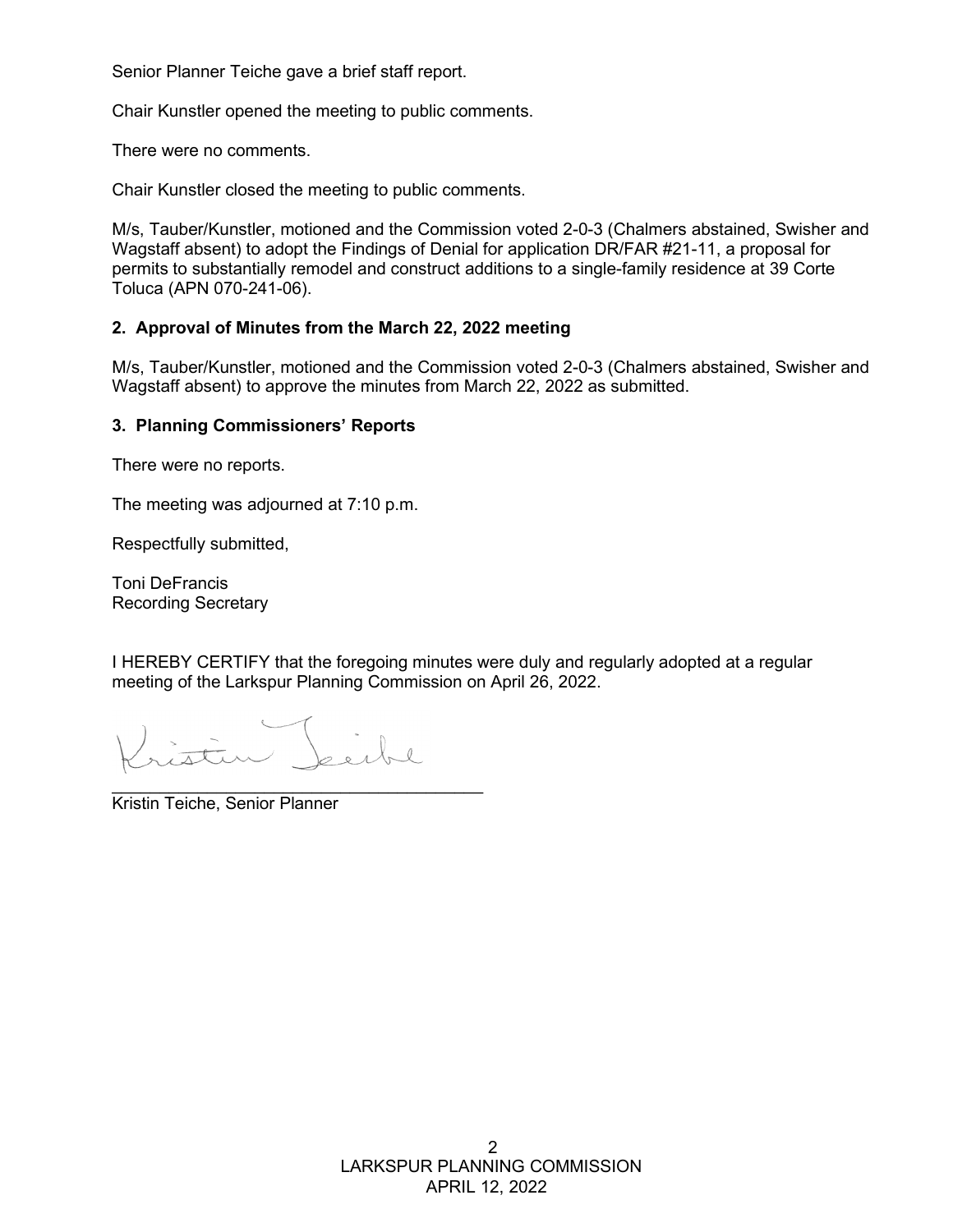Senior Planner Teiche gave a brief staff report.

Chair Kunstler opened the meeting to public comments.

There were no comments.

Chair Kunstler closed the meeting to public comments.

M/s, Tauber/Kunstler, motioned and the Commission voted 2-0-3 (Chalmers abstained, Swisher and Wagstaff absent) to adopt the Findings of Denial for application DR/FAR #21-11, a proposal for permits to substantially remodel and construct additions to a single-family residence at 39 Corte Toluca (APN 070-241-06).

**2. Approval of Minutes from the March 22, 2022 meeting**

M/s, Tauber/Kunstler, motioned and the Commission voted 2-0-3 (Chalmers abstained, Swisher and Wagstaff absent) to approve the minutes from March 22, 2022 as submitted.

**3. Planning Commissioners' Reports**

There were no reports.

The meeting was adjourned at 7:10 p.m.

Respectfully submitted,

Toni DeFrancis
Recording Secretary

I HEREBY CERTIFY that the foregoing minutes were duly and regularly adopted at a regular meeting of the Larkspur Planning Commission on April 26, 2022.

Kristin Teiche

\_\_\_\_\_\_\_\_\_\_\_\_\_\_\_\_\_\_\_\_\_\_\_\_\_\_\_\_\_\_\_\_\_\_\_\_\_\_\_\_
Kristin Teiche, Senior Planner